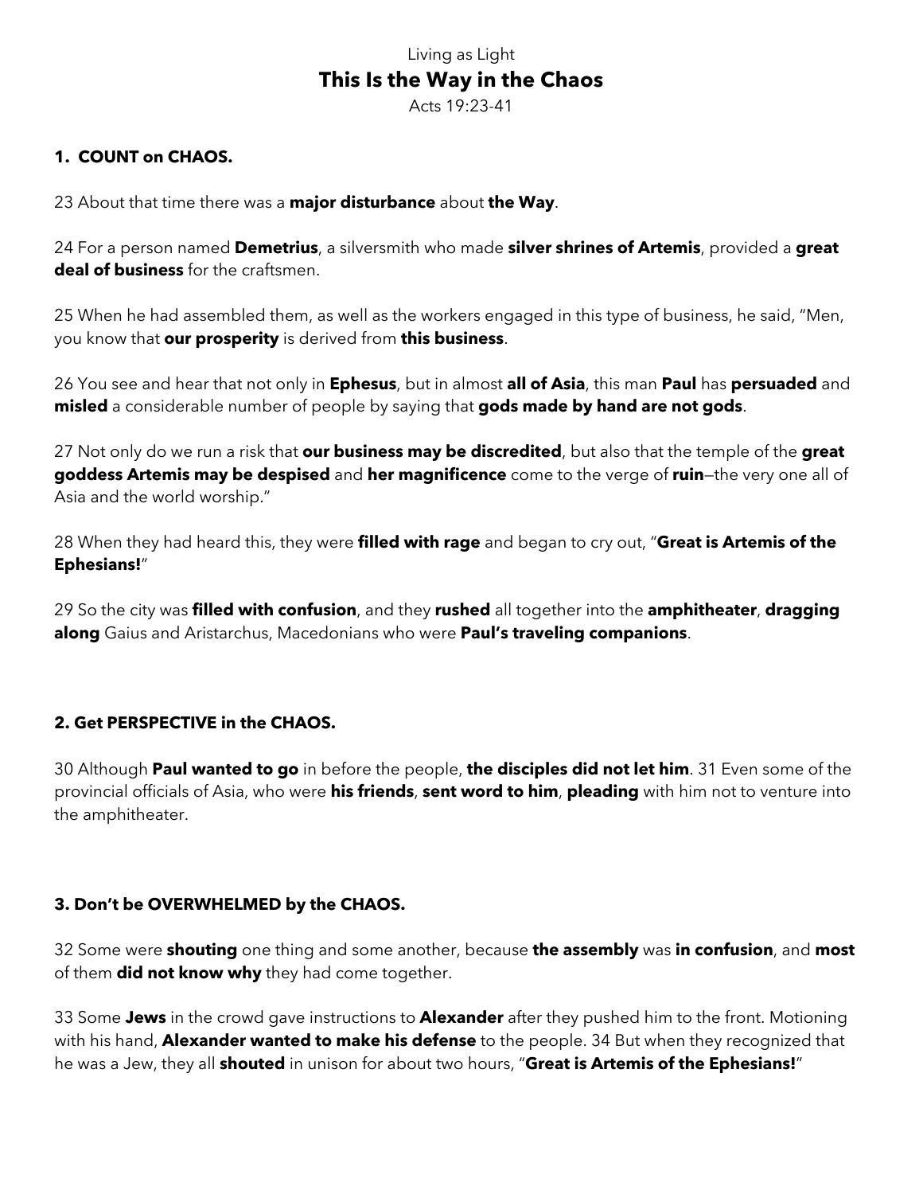Living as Light

# This Is the Way in the Chaos

Acts 19:23-41

### 1. COUNT on CHAOS.

23 About that time there was a **major disturbance** about **the Way**.

24 For a person named **Demetrius**, a silversmith who made **silver shrines of Artemis**, provided a **great deal of business** for the craftsmen.

25 When he had assembled them, as well as the workers engaged in this type of business, he said, “Men, you know that **our prosperity** is derived from **this business**.

26 You see and hear that not only in **Ephesus**, but in almost **all of Asia**, this man **Paul** has **persuaded** and **misled** a considerable number of people by saying that **gods made by hand are not gods**.

27 Not only do we run a risk that **our business may be discredited**, but also that the temple of the **great goddess Artemis may be despised** and **her magnificence** come to the verge of **ruin**—the very one all of Asia and the world worship.”

28 When they had heard this, they were **filled with rage** and began to cry out, “**Great is Artemis of the Ephesians!**”

29 So the city was **filled with confusion**, and they **rushed** all together into the **amphitheater**, **dragging along** Gaius and Aristarchus, Macedonians who were **Paul’s traveling companions**.

### 2. Get PERSPECTIVE in the CHAOS.

30 Although **Paul wanted to go** in before the people, **the disciples did not let him**. 31 Even some of the provincial officials of Asia, who were **his friends**, **sent word to him**, **pleading** with him not to venture into the amphitheater.

### 3. Don’t be OVERWHELMED by the CHAOS.

32 Some were **shouting** one thing and some another, because **the assembly** was **in confusion**, and **most** of them **did not know why** they had come together.

33 Some **Jews** in the crowd gave instructions to **Alexander** after they pushed him to the front. Motioning with his hand, **Alexander wanted to make his defense** to the people. 34 But when they recognized that he was a Jew, they all **shouted** in unison for about two hours, “**Great is Artemis of the Ephesians!**”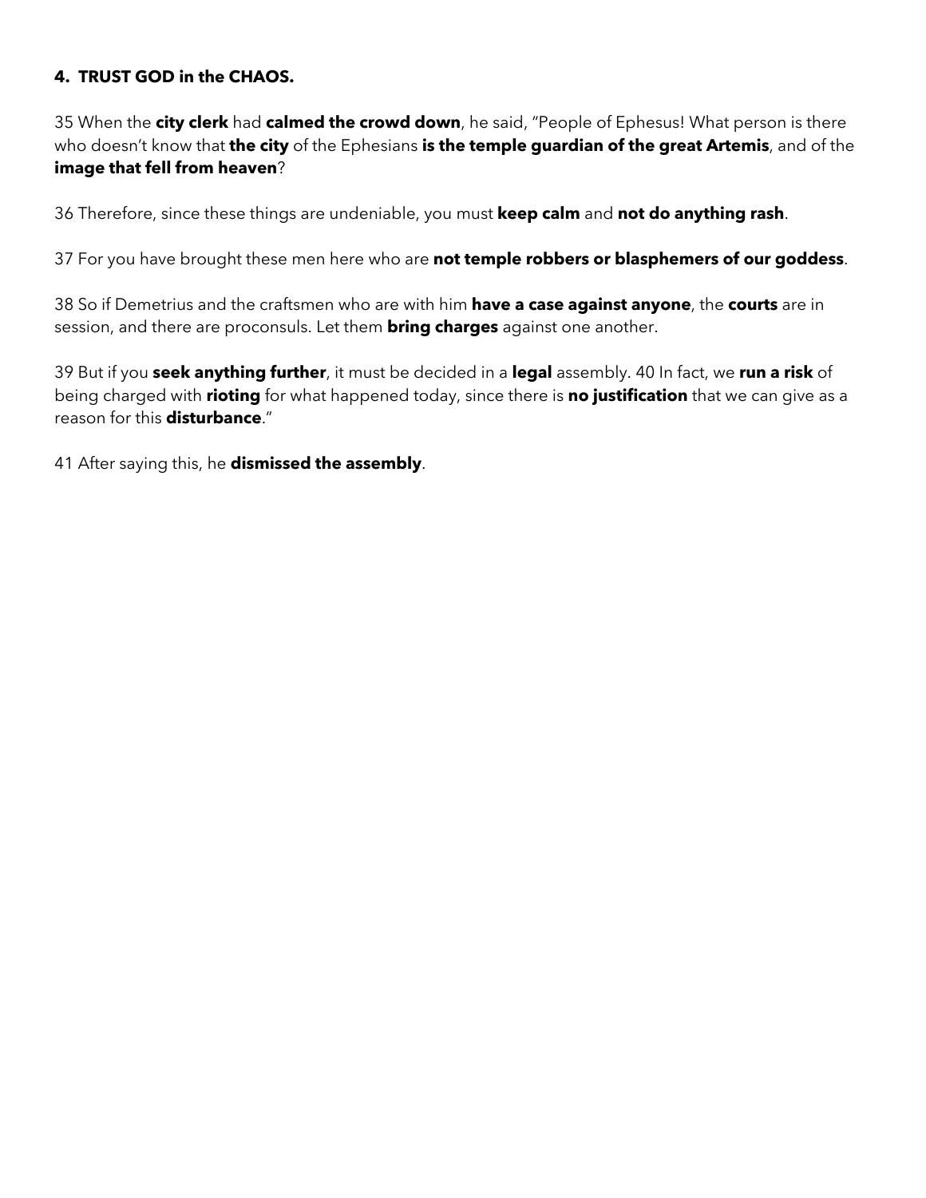**4. TRUST GOD in the CHAOS.**

35 When the **city clerk** had **calmed the crowd down**, he said, “People of Ephesus! What person is there who doesn’t know that **the city** of the Ephesians **is the temple guardian of the great Artemis**, and of the **image that fell from heaven**?

36 Therefore, since these things are undeniable, you must **keep calm** and **not do anything rash**.

37 For you have brought these men here who are **not temple robbers or blasphemers of our goddess**.

38 So if Demetrius and the craftsmen who are with him **have a case against anyone**, the **courts** are in session, and there are proconsuls. Let them **bring charges** against one another.

39 But if you **seek anything further**, it must be decided in a **legal** assembly. 40 In fact, we **run a risk** of being charged with **rioting** for what happened today, since there is **no justification** that we can give as a reason for this **disturbance**.”

41 After saying this, he **dismissed the assembly**.